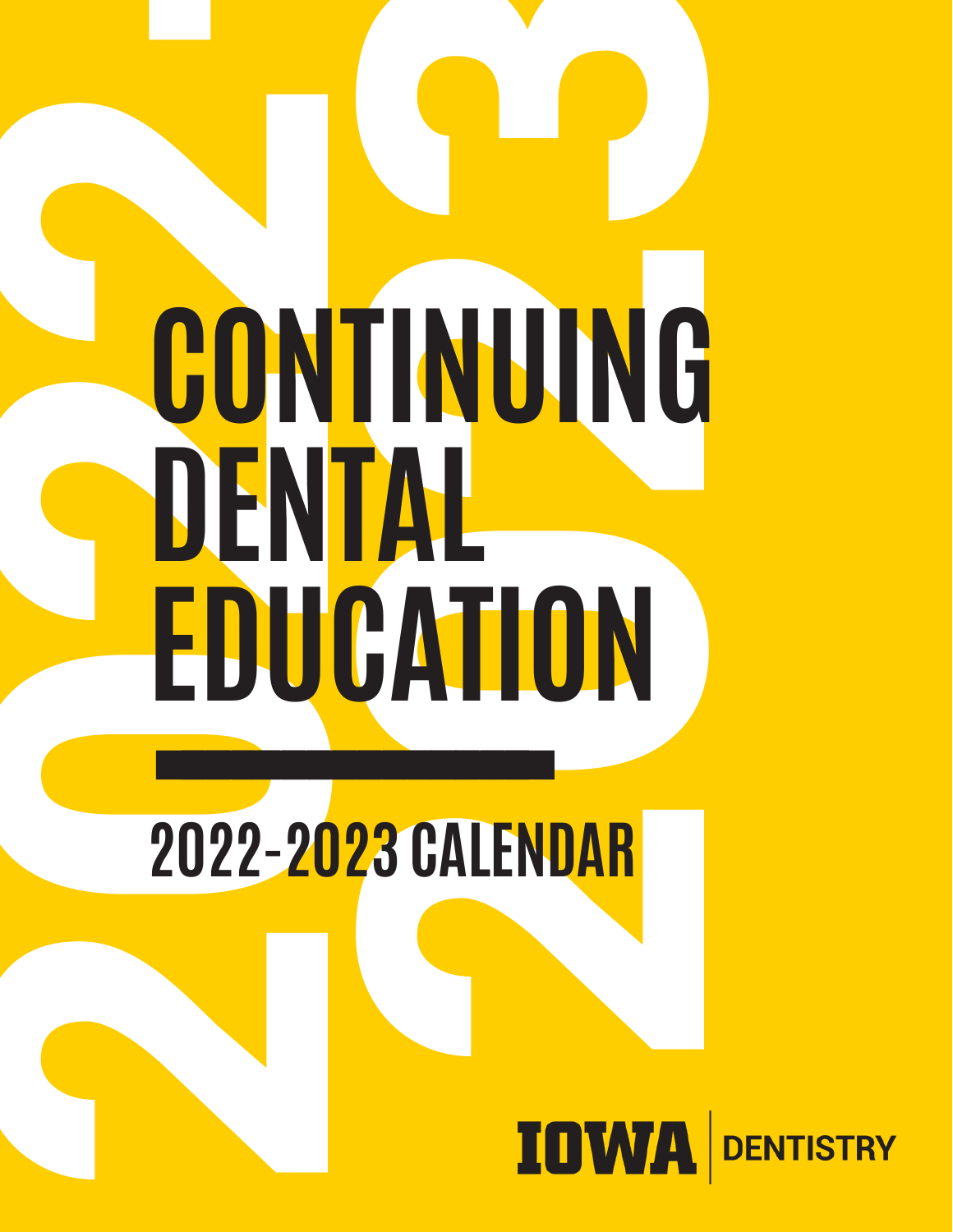# CONTINUING DENTAL EDUCATION

## 2022-2023 CALENDAR

IOWA | DENTISTRY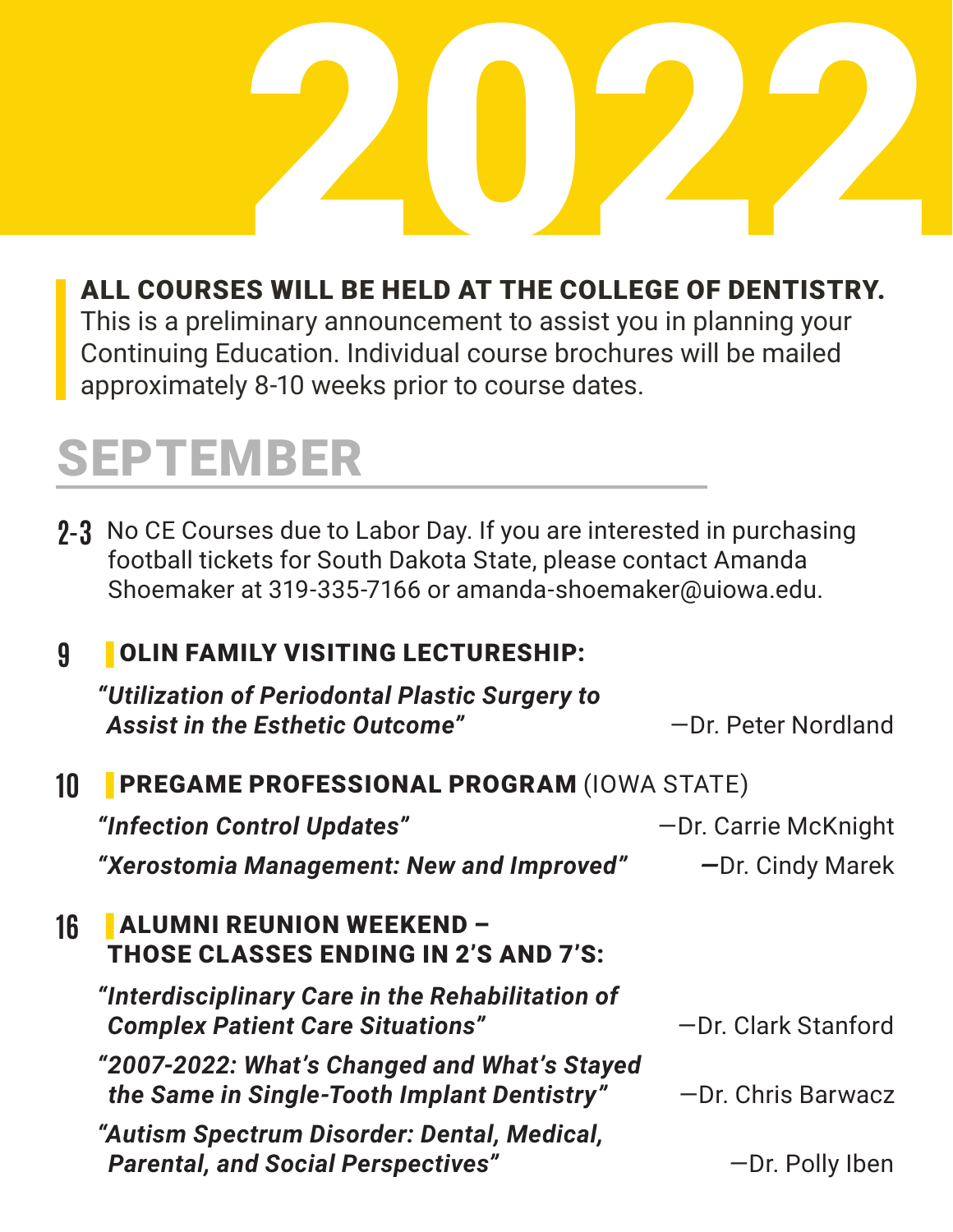# 2022

**ALL COURSES WILL BE HELD AT THE COLLEGE OF DENTISTRY.**
This is a preliminary announcement to assist you in planning your Continuing Education. Individual course brochures will be mailed approximately 8-10 weeks prior to course dates.

## SEPTEMBER

**2-3** No CE Courses due to Labor Day. If you are interested in purchasing football tickets for South Dakota State, please contact Amanda Shoemaker at 319-335-7166 or amanda-shoemaker@uiowa.edu.

**9** **OLIN FAMILY VISITING LECTURESHIP:**

***"Utilization of Periodontal Plastic Surgery to Assist in the Esthetic Outcome"*** —Dr. Peter Nordland

**10** **PREGAME PROFESSIONAL PROGRAM** (IOWA STATE)

***"Infection Control Updates"*** —Dr. Carrie McKnight

***"Xerostomia Management: New and Improved"*** —Dr. Cindy Marek

**16** **ALUMNI REUNION WEEKEND – THOSE CLASSES ENDING IN 2'S AND 7'S:**

***"Interdisciplinary Care in the Rehabilitation of Complex Patient Care Situations"*** —Dr. Clark Stanford

***"2007-2022: What's Changed and What's Stayed the Same in Single-Tooth Implant Dentistry"*** —Dr. Chris Barwacz

***"Autism Spectrum Disorder: Dental, Medical, Parental, and Social Perspectives"*** —Dr. Polly Iben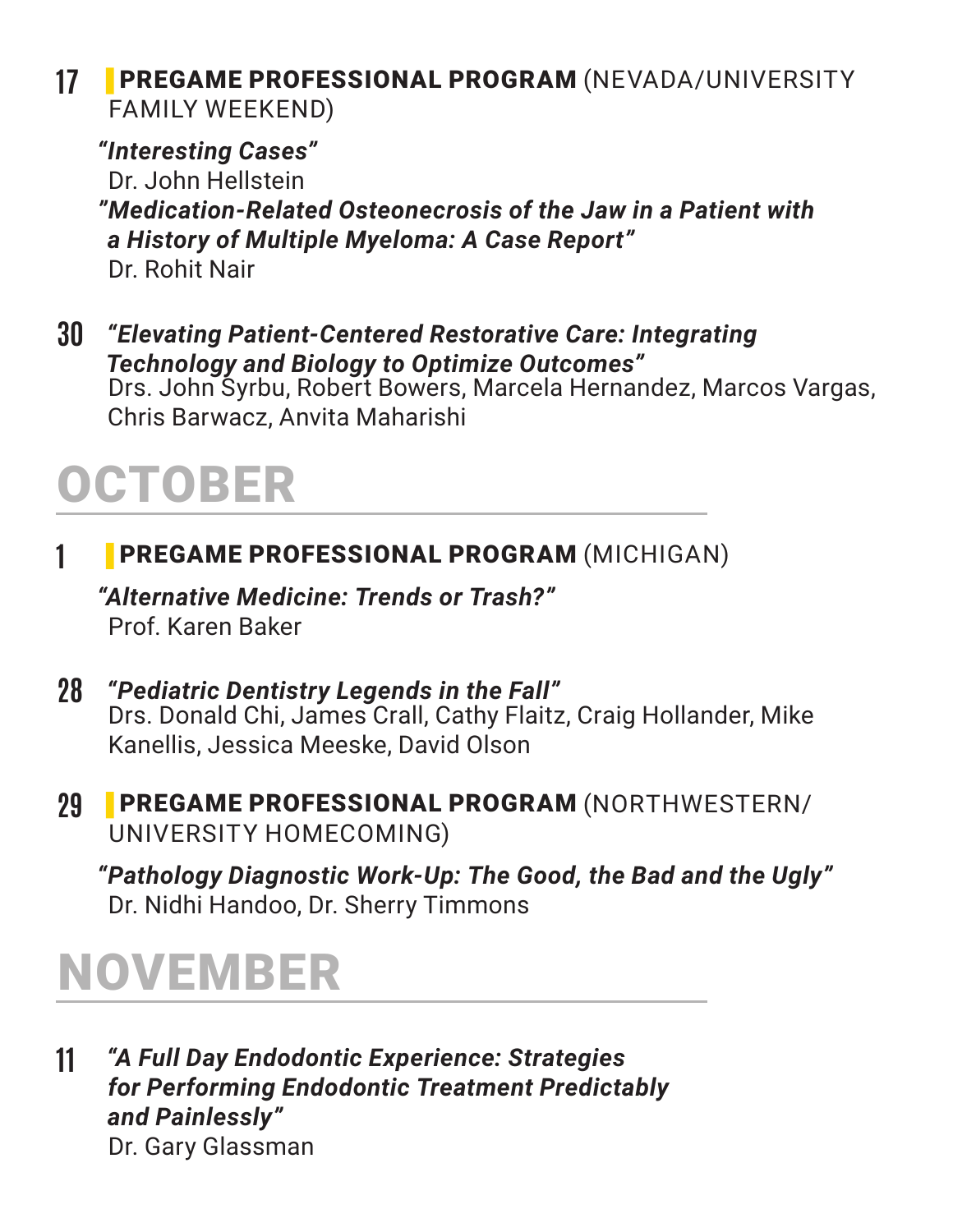**17** **PREGAME PROFESSIONAL PROGRAM** (NEVADA/UNIVERSITY FAMILY WEEKEND)

***"Interesting Cases"***
Dr. John Hellstein

***"Medication-Related Osteonecrosis of the Jaw in a Patient with a History of Multiple Myeloma: A Case Report"***
Dr. Rohit Nair

**30** ***"Elevating Patient-Centered Restorative Care: Integrating Technology and Biology to Optimize Outcomes"***
Drs. John Syrbu, Robert Bowers, Marcela Hernandez, Marcos Vargas, Chris Barwacz, Anvita Maharishi

# OCTOBER

**1** **PREGAME PROFESSIONAL PROGRAM** (MICHIGAN)

***"Alternative Medicine: Trends or Trash?"***
Prof. Karen Baker

**28** ***"Pediatric Dentistry Legends in the Fall"***
Drs. Donald Chi, James Crall, Cathy Flaitz, Craig Hollander, Mike Kanellis, Jessica Meeske, David Olson

**29** **PREGAME PROFESSIONAL PROGRAM** (NORTHWESTERN/ UNIVERSITY HOMECOMING)

***"Pathology Diagnostic Work-Up: The Good, the Bad and the Ugly"***
Dr. Nidhi Handoo, Dr. Sherry Timmons

# NOVEMBER

**11** ***"A Full Day Endodontic Experience: Strategies for Performing Endodontic Treatment Predictably and Painlessly"***
Dr. Gary Glassman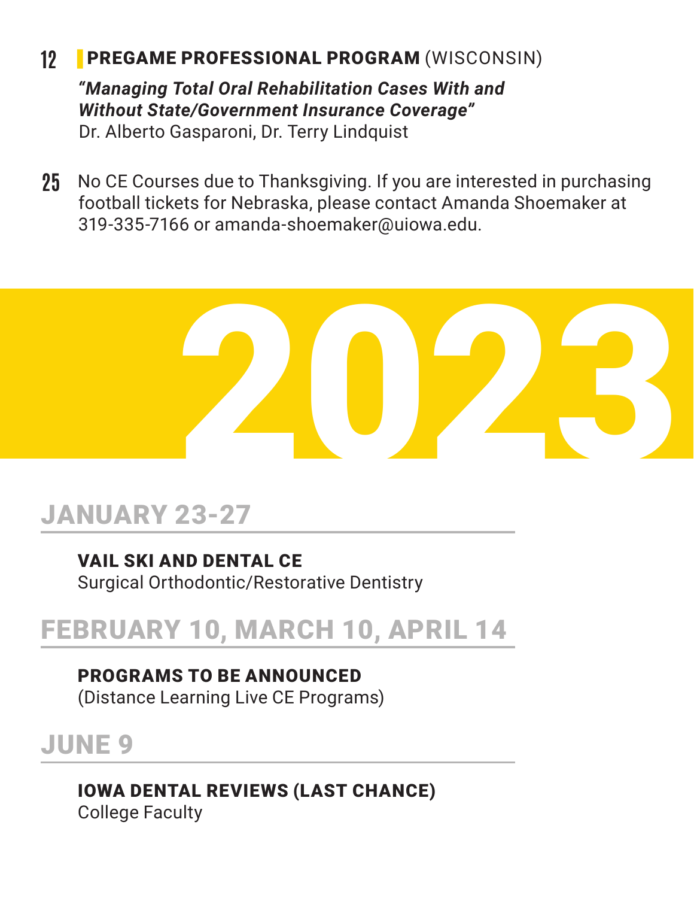**12** **PREGAME PROFESSIONAL PROGRAM** (WISCONSIN)

***"Managing Total Oral Rehabilitation Cases With and Without State/Government Insurance Coverage"***
Dr. Alberto Gasparoni, Dr. Terry Lindquist

**25** No CE Courses due to Thanksgiving. If you are interested in purchasing football tickets for Nebraska, please contact Amanda Shoemaker at 319-335-7166 or amanda-shoemaker@uiowa.edu.

# 2023

## JANUARY 23-27

**VAIL SKI AND DENTAL CE**
Surgical Orthodontic/Restorative Dentistry

## FEBRUARY 10, MARCH 10, APRIL 14

**PROGRAMS TO BE ANNOUNCED**
(Distance Learning Live CE Programs)

## JUNE 9

**IOWA DENTAL REVIEWS (LAST CHANCE)**
College Faculty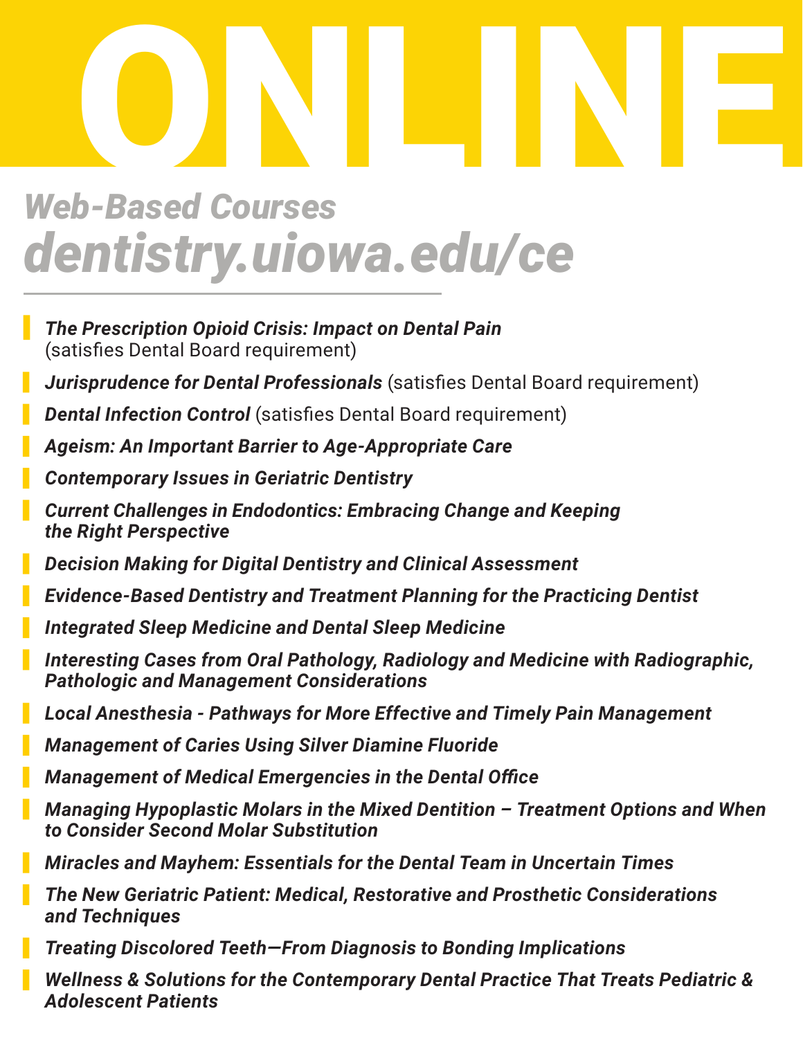# ONLINE

## *Web-Based Courses*
## *dentistry.uiowa.edu/ce*

---

- ***The Prescription Opioid Crisis: Impact on Dental Pain*** (satisfies Dental Board requirement)
- ***Jurisprudence for Dental Professionals*** (satisfies Dental Board requirement)
- ***Dental Infection Control*** (satisfies Dental Board requirement)
- ***Ageism: An Important Barrier to Age-Appropriate Care***
- ***Contemporary Issues in Geriatric Dentistry***
- ***Current Challenges in Endodontics: Embracing Change and Keeping the Right Perspective***
- ***Decision Making for Digital Dentistry and Clinical Assessment***
- ***Evidence-Based Dentistry and Treatment Planning for the Practicing Dentist***
- ***Integrated Sleep Medicine and Dental Sleep Medicine***
- ***Interesting Cases from Oral Pathology, Radiology and Medicine with Radiographic, Pathologic and Management Considerations***
- ***Local Anesthesia - Pathways for More Effective and Timely Pain Management***
- ***Management of Caries Using Silver Diamine Fluoride***
- ***Management of Medical Emergencies in the Dental Office***
- ***Managing Hypoplastic Molars in the Mixed Dentition – Treatment Options and When to Consider Second Molar Substitution***
- ***Miracles and Mayhem: Essentials for the Dental Team in Uncertain Times***
- ***The New Geriatric Patient: Medical, Restorative and Prosthetic Considerations and Techniques***
- ***Treating Discolored Teeth—From Diagnosis to Bonding Implications***
- ***Wellness & Solutions for the Contemporary Dental Practice That Treats Pediatric & Adolescent Patients***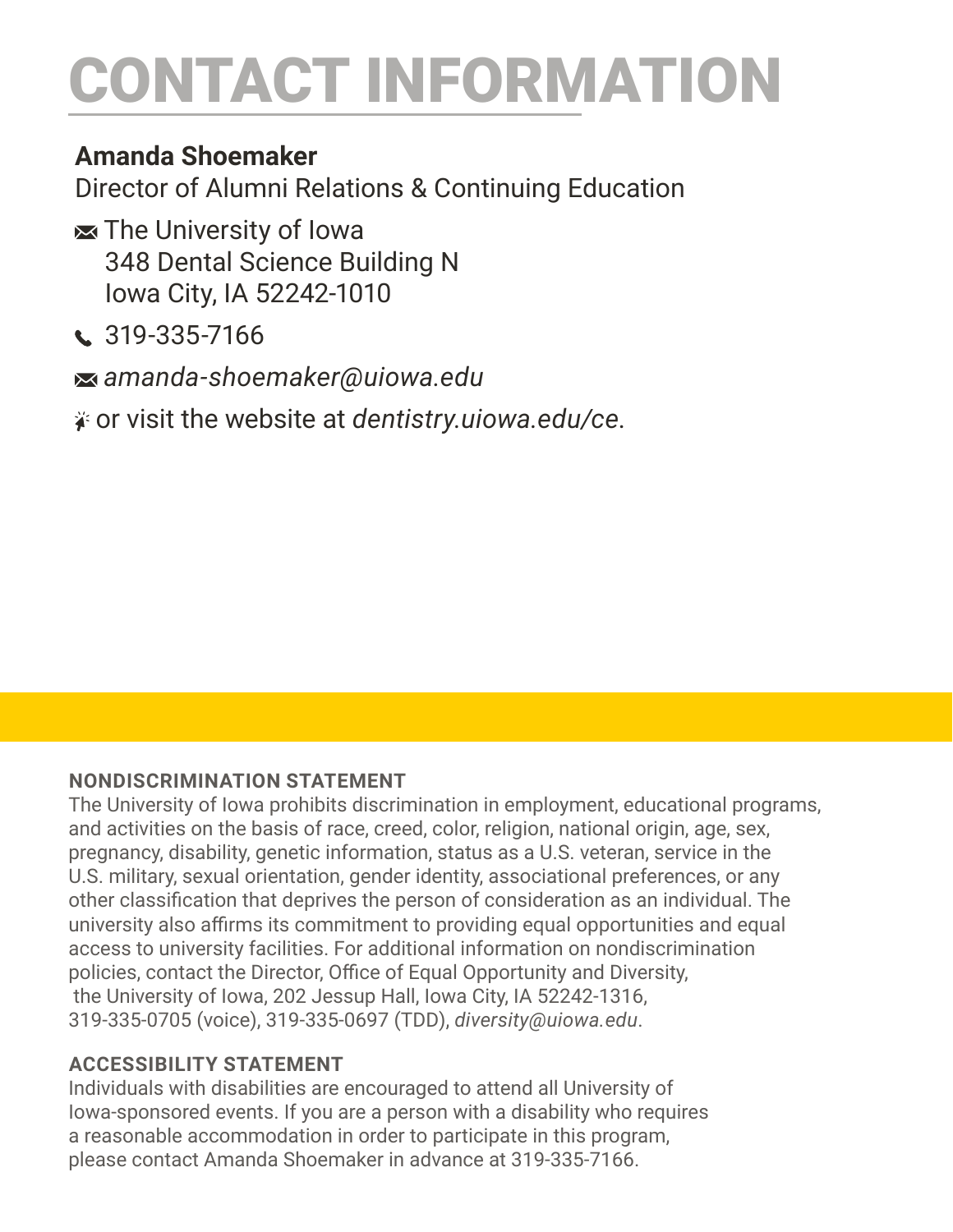# CONTACT INFORMATION

**Amanda Shoemaker**
Director of Alumni Relations & Continuing Education

The University of Iowa
348 Dental Science Building N
Iowa City, IA 52242-1010

319-335-7166

*amanda-shoemaker@uiowa.edu*

or visit the website at *dentistry.uiowa.edu/ce*.

**NONDISCRIMINATION STATEMENT**

The University of Iowa prohibits discrimination in employment, educational programs, and activities on the basis of race, creed, color, religion, national origin, age, sex, pregnancy, disability, genetic information, status as a U.S. veteran, service in the U.S. military, sexual orientation, gender identity, associational preferences, or any other classification that deprives the person of consideration as an individual. The university also affirms its commitment to providing equal opportunities and equal access to university facilities. For additional information on nondiscrimination policies, contact the Director, Office of Equal Opportunity and Diversity, the University of Iowa, 202 Jessup Hall, Iowa City, IA 52242-1316, 319-335-0705 (voice), 319-335-0697 (TDD), *diversity@uiowa.edu*.

**ACCESSIBILITY STATEMENT**

Individuals with disabilities are encouraged to attend all University of Iowa-sponsored events. If you are a person with a disability who requires a reasonable accommodation in order to participate in this program, please contact Amanda Shoemaker in advance at 319-335-7166.